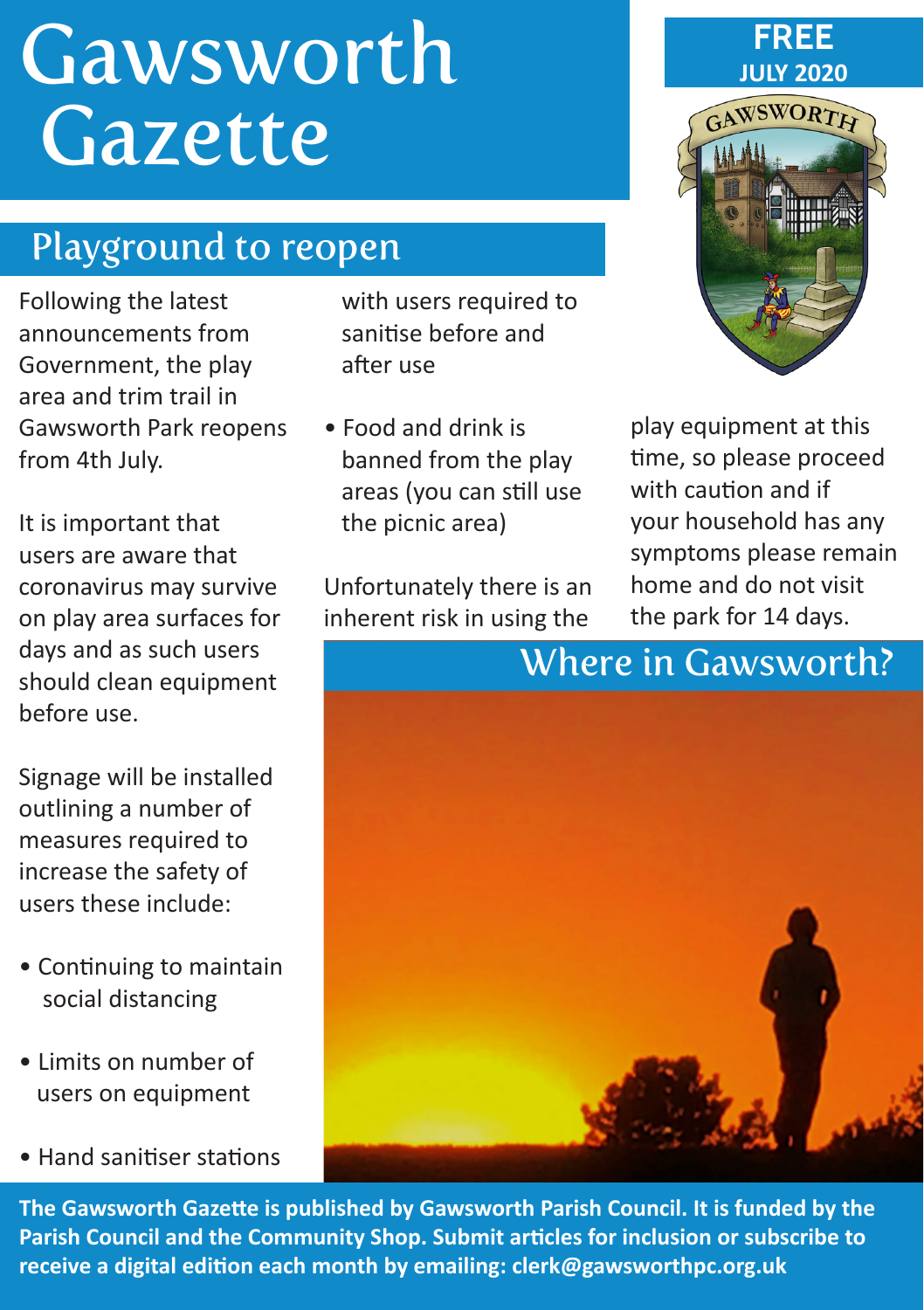# Gawsworth Gazette

**FREE**
**JULY 2020**

## Playground to reopen

Following the latest announcements from Government, the play area and trim trail in Gawsworth Park reopens from 4th July.

It is important that users are aware that coronavirus may survive on play area surfaces for days and as such users should clean equipment before use.

Signage will be installed outlining a number of measures required to increase the safety of users these include:

- Continuing to maintain social distancing
- Limits on number of users on equipment
- Hand sanitiser stations with users required to sanitise before and after use
- Food and drink is banned from the play areas (you can still use the picnic area)

Unfortunately there is an inherent risk in using the play equipment at this time, so please proceed with caution and if your household has any symptoms please remain home and do not visit the park for 14 days.

## Where in Gawsworth?

**The Gawsworth Gazette is published by Gawsworth Parish Council. It is funded by the Parish Council and the Community Shop. Submit articles for inclusion or subscribe to receive a digital edition each month by emailing: clerk@gawsworthpc.org.uk**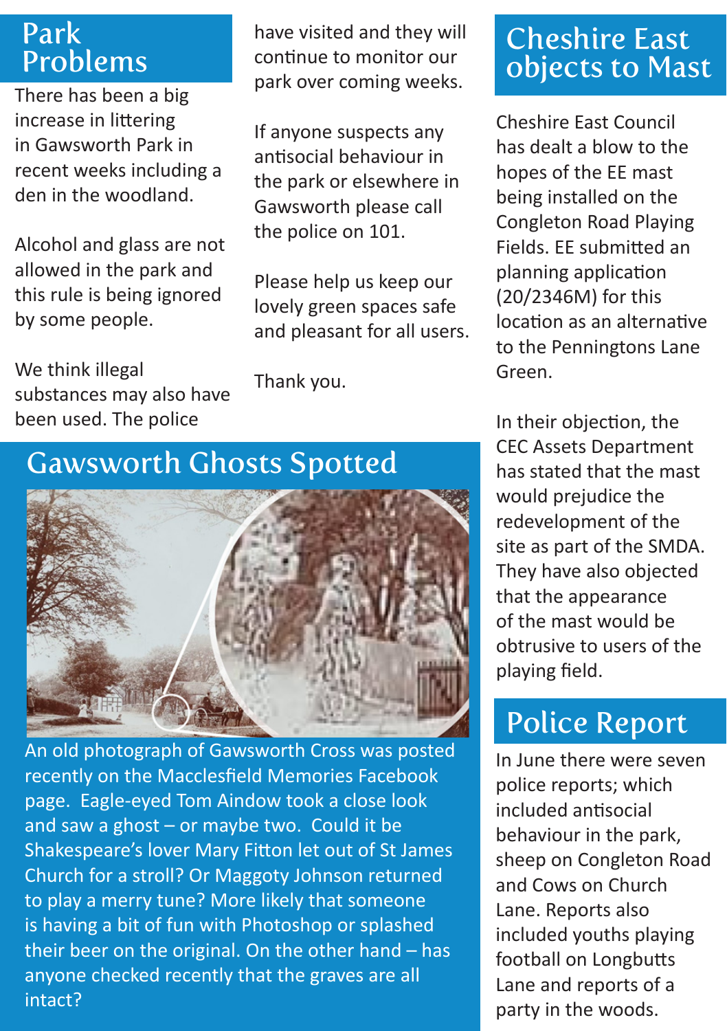## Park Problems

There has been a big increase in littering in Gawsworth Park in recent weeks including a den in the woodland.

Alcohol and glass are not allowed in the park and this rule is being ignored by some people.

We think illegal substances may also have been used. The police have visited and they will continue to monitor our park over coming weeks.

If anyone suspects any antisocial behaviour in the park or elsewhere in Gawsworth please call the police on 101.

Please help us keep our lovely green spaces safe and pleasant for all users.

Thank you.

## Gawsworth Ghosts Spotted

An old photograph of Gawsworth Cross was posted recently on the Macclesfield Memories Facebook page. Eagle-eyed Tom Aindow took a close look and saw a ghost – or maybe two. Could it be Shakespeare's lover Mary Fitton let out of St James Church for a stroll? Or Maggoty Johnson returned to play a merry tune? More likely that someone is having a bit of fun with Photoshop or splashed their beer on the original. On the other hand – has anyone checked recently that the graves are all intact?

## Cheshire East objects to Mast

Cheshire East Council has dealt a blow to the hopes of the EE mast being installed on the Congleton Road Playing Fields. EE submitted an planning application (20/2346M) for this location as an alternative to the Penningtons Lane Green.

In their objection, the CEC Assets Department has stated that the mast would prejudice the redevelopment of the site as part of the SMDA. They have also objected that the appearance of the mast would be obtrusive to users of the playing field.

## Police Report

In June there were seven police reports; which included antisocial behaviour in the park, sheep on Congleton Road and Cows on Church Lane. Reports also included youths playing football on Longbutts Lane and reports of a party in the woods.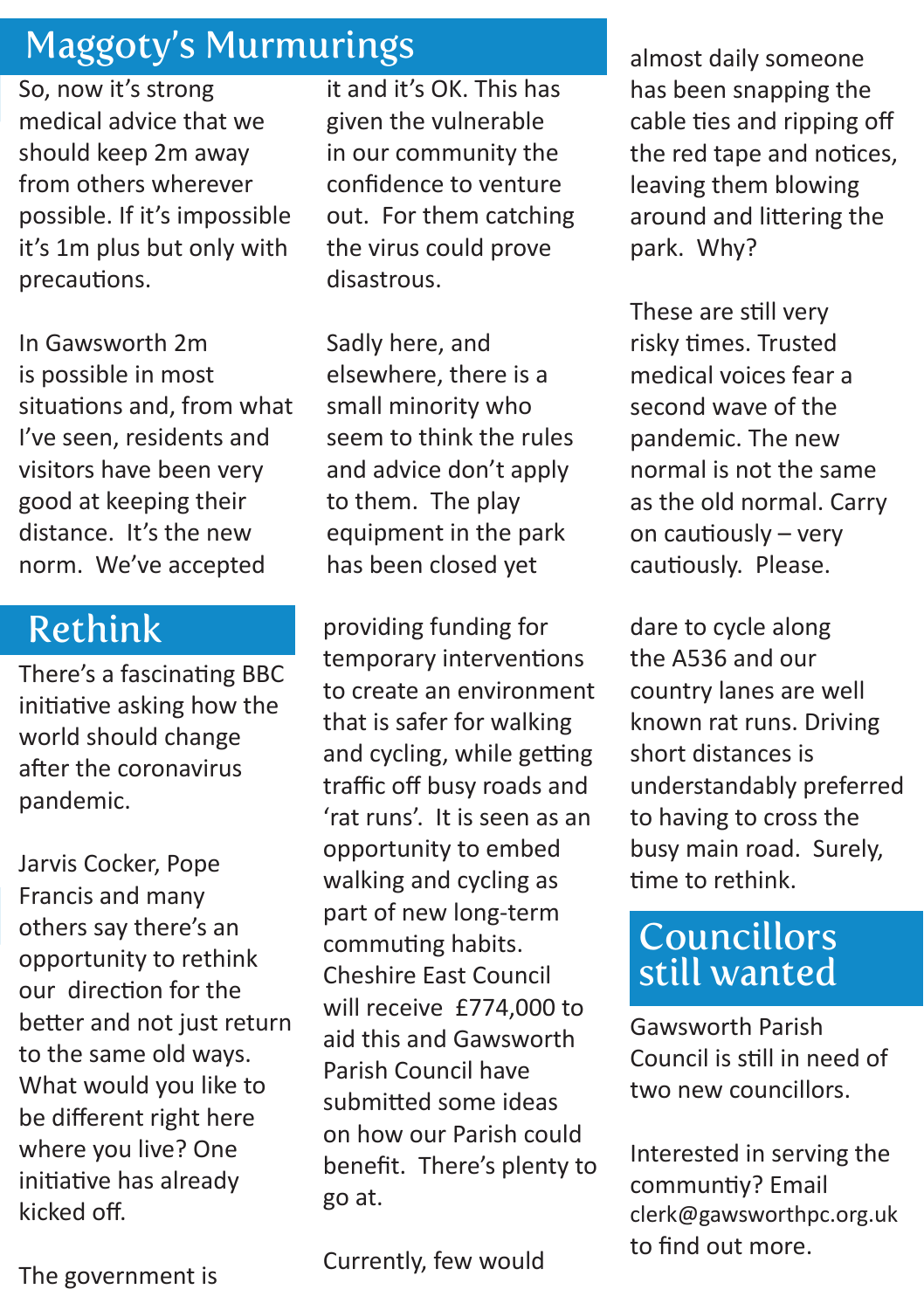# Maggoty's Murmurings

So, now it's strong medical advice that we should keep 2m away from others wherever possible. If it's impossible it's 1m plus but only with precautions.

In Gawsworth 2m is possible in most situations and, from what I've seen, residents and visitors have been very good at keeping their distance. It's the new norm. We've accepted it and it's OK. This has given the vulnerable in our community the confidence to venture out. For them catching the virus could prove disastrous.

Sadly here, and elsewhere, there is a small minority who seem to think the rules and advice don't apply to them. The play equipment in the park has been closed yet almost daily someone has been snapping the cable ties and ripping off the red tape and notices, leaving them blowing around and littering the park. Why?

These are still very risky times. Trusted medical voices fear a second wave of the pandemic. The new normal is not the same as the old normal. Carry on cautiously – very cautiously. Please.

# Rethink

There's a fascinating BBC initiative asking how the world should change after the coronavirus pandemic.

Jarvis Cocker, Pope Francis and many others say there's an opportunity to rethink our direction for the better and not just return to the same old ways. What would you like to be different right here where you live? One initiative has already kicked off.

The government is providing funding for temporary interventions to create an environment that is safer for walking and cycling, while getting traffic off busy roads and 'rat runs'. It is seen as an opportunity to embed walking and cycling as part of new long-term commuting habits. Cheshire East Council will receive £774,000 to aid this and Gawsworth Parish Council have submitted some ideas on how our Parish could benefit. There's plenty to go at.

Currently, few would dare to cycle along the A536 and our country lanes are well known rat runs. Driving short distances is understandably preferred to having to cross the busy main road. Surely, time to rethink.

# Councillors still wanted

Gawsworth Parish Council is still in need of two new councillors.

Interested in serving the communtiy? Email clerk@gawsworthpc.org.uk to find out more.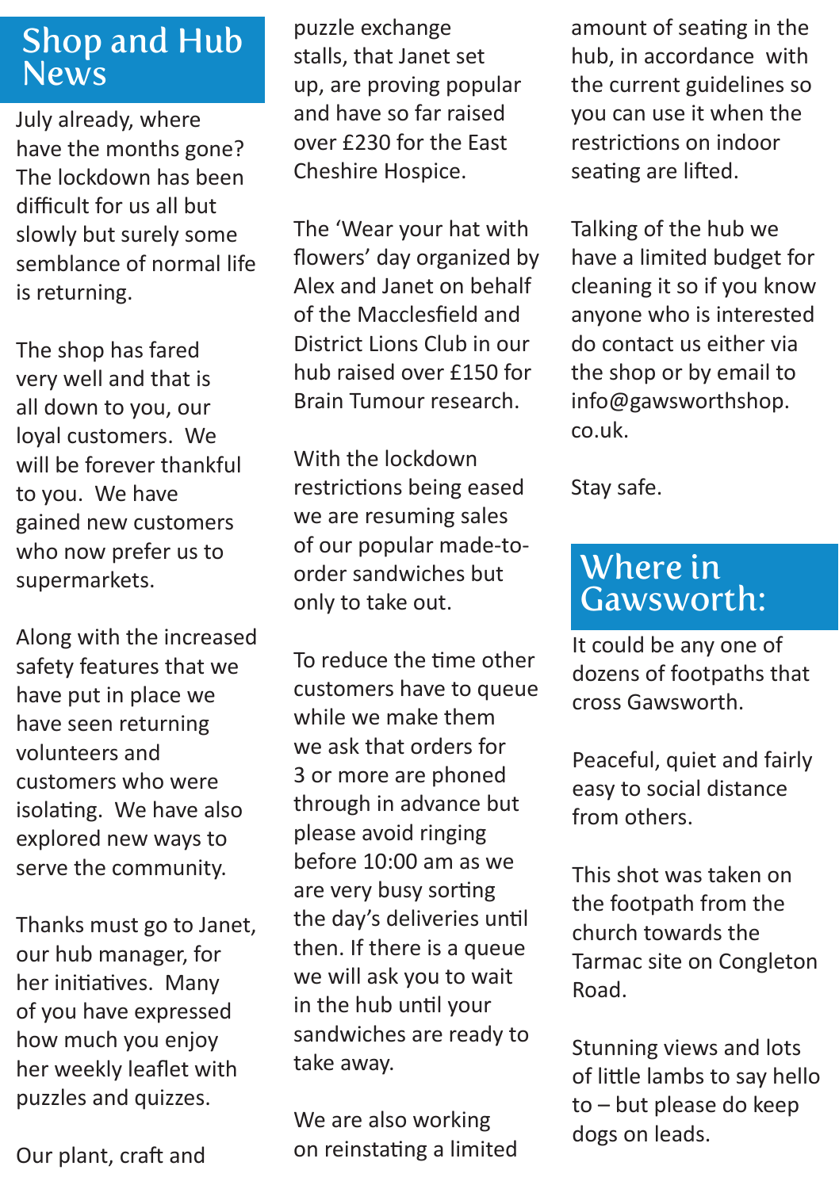## Shop and Hub News

July already, where have the months gone? The lockdown has been difficult for us all but slowly but surely some semblance of normal life is returning.

The shop has fared very well and that is all down to you, our loyal customers. We will be forever thankful to you. We have gained new customers who now prefer us to supermarkets.

Along with the increased safety features that we have put in place we have seen returning volunteers and customers who were isolating. We have also explored new ways to serve the community.

Thanks must go to Janet, our hub manager, for her initiatives. Many of you have expressed how much you enjoy her weekly leaflet with puzzles and quizzes.

Our plant, craft and puzzle exchange stalls, that Janet set up, are proving popular and have so far raised over £230 for the East Cheshire Hospice.

The 'Wear your hat with flowers' day organized by Alex and Janet on behalf of the Macclesfield and District Lions Club in our hub raised over £150 for Brain Tumour research.

With the lockdown restrictions being eased we are resuming sales of our popular made-to-order sandwiches but only to take out.

To reduce the time other customers have to queue while we make them we ask that orders for 3 or more are phoned through in advance but please avoid ringing before 10:00 am as we are very busy sorting the day's deliveries until then. If there is a queue we will ask you to wait in the hub until your sandwiches are ready to take away.

We are also working on reinstating a limited amount of seating in the hub, in accordance with the current guidelines so you can use it when the restrictions on indoor seating are lifted.

Talking of the hub we have a limited budget for cleaning it so if you know anyone who is interested do contact us either via the shop or by email to info@gawsworthshop.co.uk.

Stay safe.

## Where in Gawsworth:

It could be any one of dozens of footpaths that cross Gawsworth.

Peaceful, quiet and fairly easy to social distance from others.

This shot was taken on the footpath from the church towards the Tarmac site on Congleton Road.

Stunning views and lots of little lambs to say hello to – but please do keep dogs on leads.